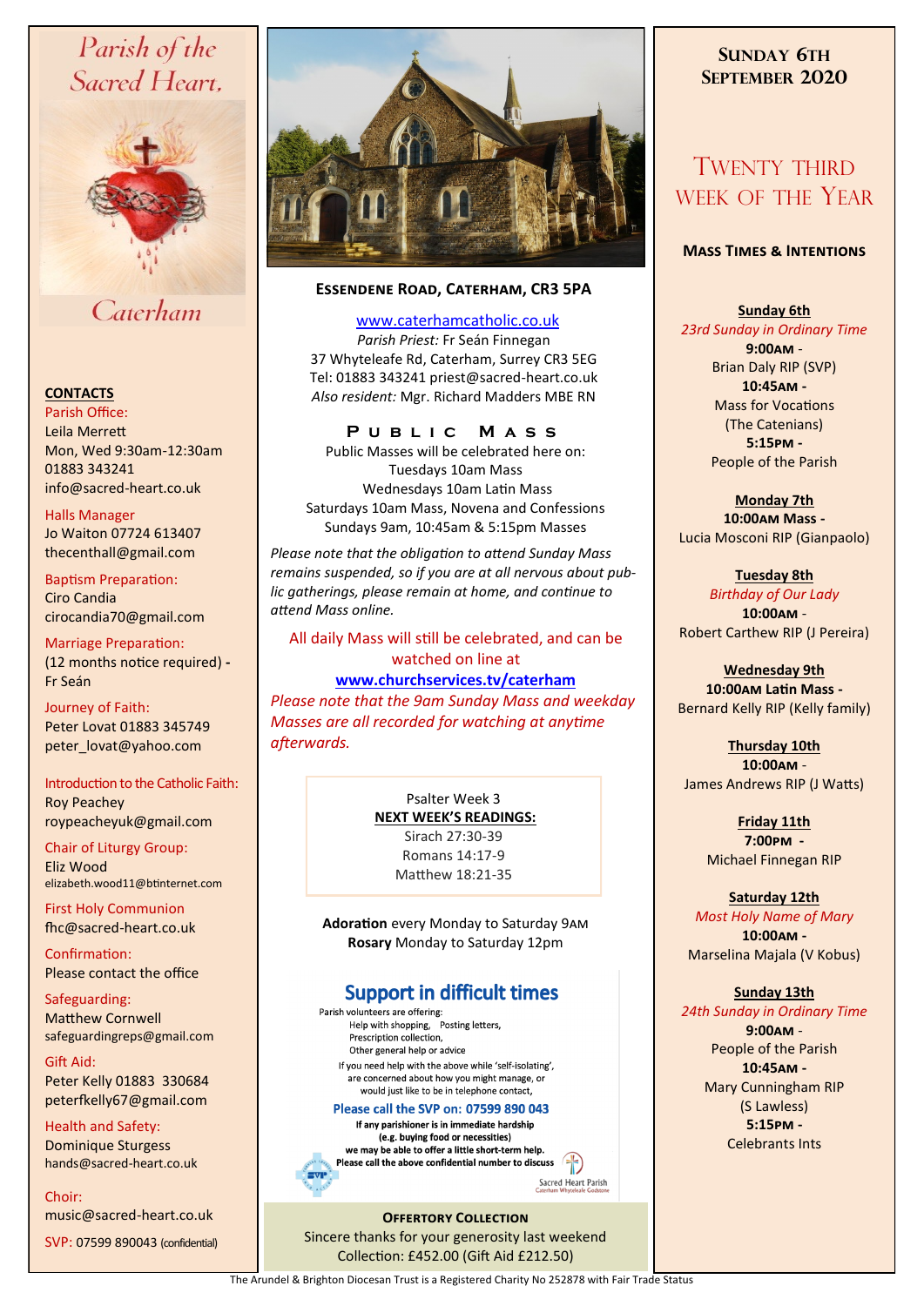# Parish of the Sacred Heart, Caterham

## CONTACTS

**Parish Office:**
Leila Merrett
Mon, Wed 9:30am-12:30am
01883 343241
info@sacred-heart.co.uk

**Halls Manager**
Jo Waiton 07724 613407
thecenthall@gmail.com

**Baptism Preparation:**
Ciro Candia
cirocandia70@gmail.com

**Marriage Preparation:**
(12 months notice required) - Fr Seán

**Journey of Faith:**
Peter Lovat 01883 345749
peter_lovat@yahoo.com

**Introduction to the Catholic Faith:**
Roy Peachey
roypeacheyuk@gmail.com

**Chair of Liturgy Group:**
Eliz Wood
elizabeth.wood11@btinternet.com

**First Holy Communion**
fhc@sacred-heart.co.uk

**Confirmation:**
Please contact the office

**Safeguarding:**
Matthew Cornwell
safeguardingreps@gmail.com

**Gift Aid:**
Peter Kelly 01883 330684
peterfkelly67@gmail.com

**Health and Safety:**
Dominique Sturgess
hands@sacred-heart.co.uk

**Choir:**
music@sacred-heart.co.uk

**SVP:** 07599 890043 (confidential)

## Essendene Road, Caterham, CR3 5PA

www.caterhamcatholic.co.uk
*Parish Priest:* Fr Seán Finnegan
37 Whyteleafe Rd, Caterham, Surrey CR3 5EG
Tel: 01883 343241 priest@sacred-heart.co.uk
*Also resident:* Mgr. Richard Madders MBE RN

## Public Mass

Public Masses will be celebrated here on:
Tuesdays 10am Mass
Wednesdays 10am Latin Mass
Saturdays 10am Mass, Novena and Confessions
Sundays 9am, 10:45am & 5:15pm Masses

*Please note that the obligation to attend Sunday Mass remains suspended, so if you are at all nervous about public gatherings, please remain at home, and continue to attend Mass online.*

All daily Mass will still be celebrated, and can be watched on line at
**www.churchservices.tv/caterham**
*Please note that the 9am Sunday Mass and weekday Masses are all recorded for watching at anytime afterwards.*

Psalter Week 3
**NEXT WEEK'S READINGS:**
Sirach 27:30-39
Romans 14:17-9
Matthew 18:21-35

**Adoration** every Monday to Saturday 9AM
**Rosary** Monday to Saturday 12pm

## Support in difficult times

Parish volunteers are offering:
- Help with shopping, Posting letters,
- Prescription collection,
- Other general help or advice

If you need help with the above while 'self-isolating', are concerned about how you might manage, or would just like to be in telephone contact,

**Please call the SVP on: 07599 890 043**

**If any parishioner is in immediate hardship (e.g. buying food or necessities) we may be able to offer a little short-term help. Please call the above confidential number to discuss**

Sacred Heart Parish

## Offertory Collection

Sincere thanks for your generosity last weekend
Collection: £452.00 (Gift Aid £212.50)

## Sunday 6th September 2020

# Twenty Third Week of the Year

### Mass Times & Intentions

**Sunday 6th**
*23rd Sunday in Ordinary Time*
**9:00AM** -
Brian Daly RIP (SVP)
**10:45AM** -
Mass for Vocations
(The Catenians)
**5:15PM** -
People of the Parish

**Monday 7th**
**10:00AM Mass** -
Lucia Mosconi RIP (Gianpaolo)

**Tuesday 8th**
*Birthday of Our Lady*
**10:00AM** -
Robert Carthew RIP (J Pereira)

**Wednesday 9th**
**10:00AM Latin Mass** -
Bernard Kelly RIP (Kelly family)

**Thursday 10th**
**10:00AM** -
James Andrews RIP (J Watts)

**Friday 11th**
**7:00PM** -
Michael Finnegan RIP

**Saturday 12th**
*Most Holy Name of Mary*
**10:00AM** -
Marselina Majala (V Kobus)

**Sunday 13th**
*24th Sunday in Ordinary Time*
**9:00AM** -
People of the Parish
**10:45AM** -
Mary Cunningham RIP
(S Lawless)
**5:15PM** -
Celebrants Ints

The Arundel & Brighton Diocesan Trust is a Registered Charity No 252878 with Fair Trade Status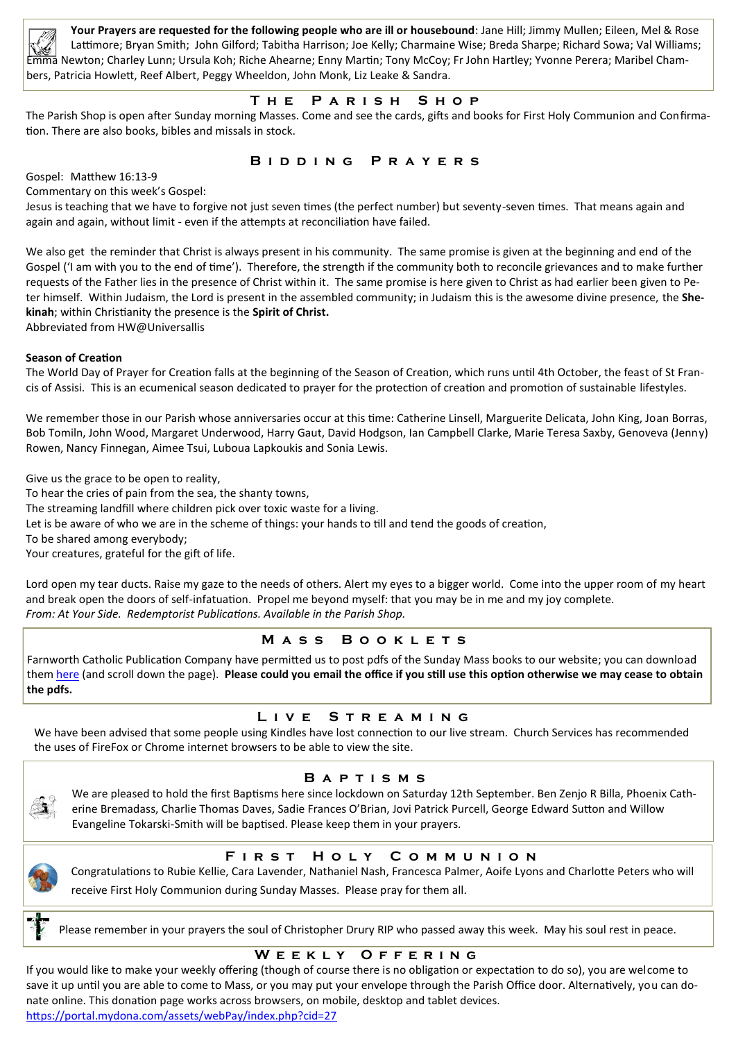**Your Prayers are requested for the following people who are ill or housebound**: Jane Hill; Jimmy Mullen; Eileen, Mel & Rose Lattimore; Bryan Smith; John Gilford; Tabitha Harrison; Joe Kelly; Charmaine Wise; Breda Sharpe; Richard Sowa; Val Williams; Emma Newton; Charley Lunn; Ursula Koh; Riche Ahearne; Enny Martin; Tony McCoy; Fr John Hartley; Yvonne Perera; Maribel Chambers, Patricia Howlett, Reef Albert, Peggy Wheeldon, John Monk, Liz Leake & Sandra.

## The Parish Shop

The Parish Shop is open after Sunday morning Masses. Come and see the cards, gifts and books for First Holy Communion and Confirmation. There are also books, bibles and missals in stock.

## Bidding Prayers

Gospel: Matthew 16:13-9
Commentary on this week's Gospel:
Jesus is teaching that we have to forgive not just seven times (the perfect number) but seventy-seven times. That means again and again and again, without limit - even if the attempts at reconciliation have failed.

We also get the reminder that Christ is always present in his community. The same promise is given at the beginning and end of the Gospel ('I am with you to the end of time'). Therefore, the strength if the community both to reconcile grievances and to make further requests of the Father lies in the presence of Christ within it. The same promise is here given to Christ as had earlier been given to Peter himself. Within Judaism, the Lord is present in the assembled community; in Judaism this is the awesome divine presence, the **Shekinah**; within Christianity the presence is the **Spirit of Christ.**
Abbreviated from HW@Universallis

**Season of Creation**
The World Day of Prayer for Creation falls at the beginning of the Season of Creation, which runs until 4th October, the feast of St Francis of Assisi. This is an ecumenical season dedicated to prayer for the protection of creation and promotion of sustainable lifestyles.

We remember those in our Parish whose anniversaries occur at this time: Catherine Linsell, Marguerite Delicata, John King, Joan Borras, Bob Tomiln, John Wood, Margaret Underwood, Harry Gaut, David Hodgson, Ian Campbell Clarke, Marie Teresa Saxby, Genoveva (Jenny) Rowen, Nancy Finnegan, Aimee Tsui, Luboua Lapkoukis and Sonia Lewis.

Give us the grace to be open to reality,
To hear the cries of pain from the sea, the shanty towns,
The streaming landfill where children pick over toxic waste for a living.
Let is be aware of who we are in the scheme of things: your hands to till and tend the goods of creation,
To be shared among everybody;
Your creatures, grateful for the gift of life.

Lord open my tear ducts. Raise my gaze to the needs of others. Alert my eyes to a bigger world. Come into the upper room of my heart and break open the doors of self-infatuation. Propel me beyond myself: that you may be in me and my joy complete.
*From: At Your Side. Redemptorist Publications. Available in the Parish Shop.*

## Mass Booklets

Farnworth Catholic Publication Company have permitted us to post pdfs of the Sunday Mass books to our website; you can download them here (and scroll down the page). **Please could you email the office if you still use this option otherwise we may cease to obtain the pdfs.**

## Live Streaming

We have been advised that some people using Kindles have lost connection to our live stream. Church Services has recommended the uses of FireFox or Chrome internet browsers to be able to view the site.

## Baptisms

We are pleased to hold the first Baptisms here since lockdown on Saturday 12th September. Ben Zenjo R Billa, Phoenix Catherine Bremadass, Charlie Thomas Daves, Sadie Frances O'Brian, Jovi Patrick Purcell, George Edward Sutton and Willow Evangeline Tokarski-Smith will be baptised. Please keep them in your prayers.

## First Holy Communion

Congratulations to Rubie Kellie, Cara Lavender, Nathaniel Nash, Francesca Palmer, Aoife Lyons and Charlotte Peters who will receive First Holy Communion during Sunday Masses. Please pray for them all.

Please remember in your prayers the soul of Christopher Drury RIP who passed away this week. May his soul rest in peace.

## Weekly Offering

If you would like to make your weekly offering (though of course there is no obligation or expectation to do so), you are welcome to save it up until you are able to come to Mass, or you may put your envelope through the Parish Office door. Alternatively, you can donate online. This donation page works across browsers, on mobile, desktop and tablet devices.
https://portal.mydona.com/assets/webPay/index.php?cid=27